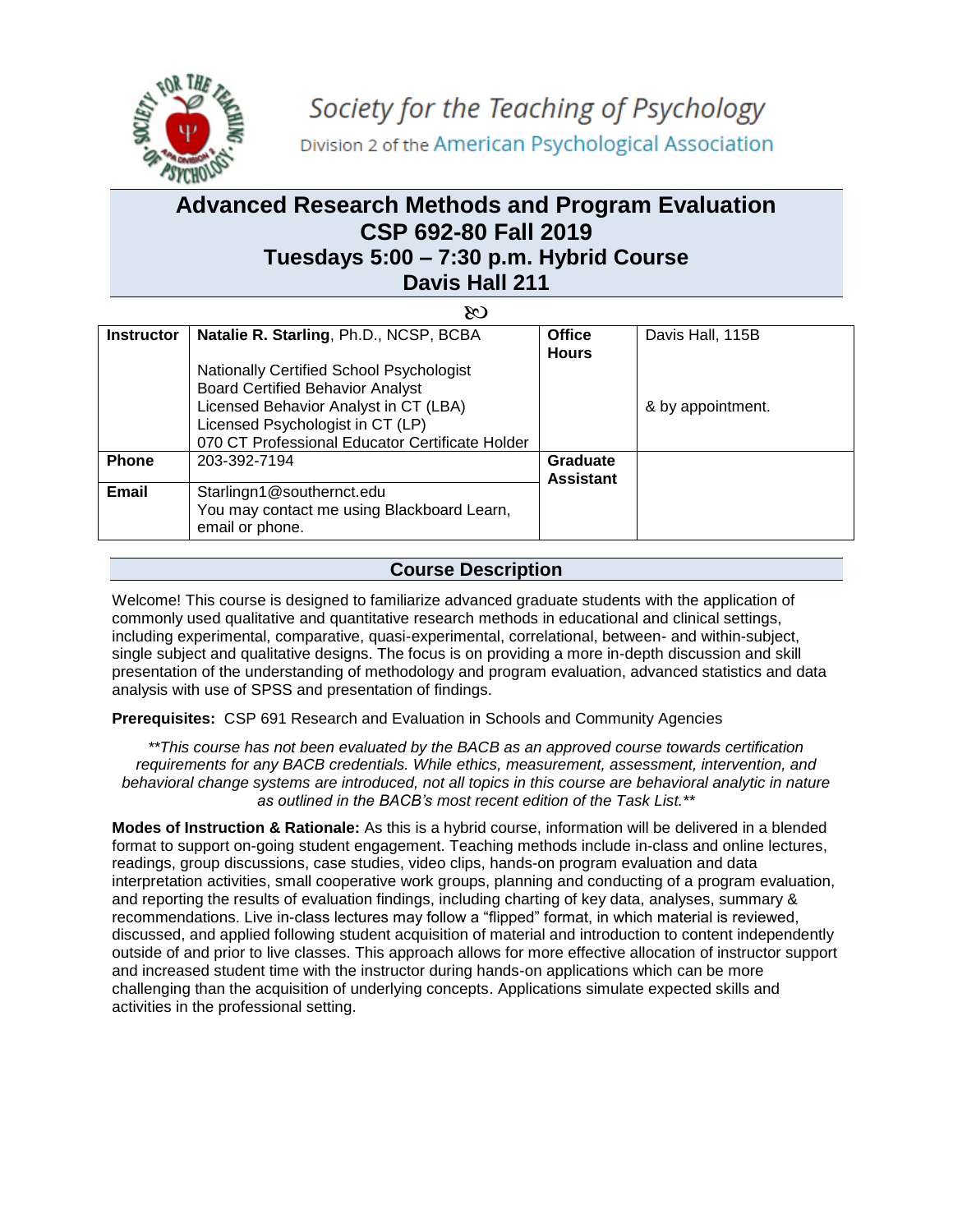Society for the Teaching of Psychology

Division 2 of the American Psychological Association

# Advanced Research Methods and Program Evaluation
# CSP 692-80 Fall 2019
# Tuesdays 5:00 – 7:30 p.m. Hybrid Course
# Davis Hall 211

| **Instructor** | **Natalie R. Starling**, Ph.D., NCSP, BCBA<br><br>Nationally Certified School Psychologist<br>Board Certified Behavior Analyst<br>Licensed Behavior Analyst in CT (LBA)<br>Licensed Psychologist in CT (LP)<br>070 CT Professional Educator Certificate Holder | **Office Hours** | Davis Hall, 115B<br><br>& by appointment. |
|---|---|---|---|
| **Phone** | 203-392-7194 | **Graduate Assistant** | |
| **Email** | Starlingn1@southernct.edu<br>You may contact me using Blackboard Learn, email or phone. | | |

## Course Description

Welcome! This course is designed to familiarize advanced graduate students with the application of commonly used qualitative and quantitative research methods in educational and clinical settings, including experimental, comparative, quasi-experimental, correlational, between- and within-subject, single subject and qualitative designs. The focus is on providing a more in-depth discussion and skill presentation of the understanding of methodology and program evaluation, advanced statistics and data analysis with use of SPSS and presentation of findings.

**Prerequisites:** CSP 691 Research and Evaluation in Schools and Community Agencies

*\*\*This course has not been evaluated by the BACB as an approved course towards certification requirements for any BACB credentials. While ethics, measurement, assessment, intervention, and behavioral change systems are introduced, not all topics in this course are behavioral analytic in nature as outlined in the BACB's most recent edition of the Task List.\*\**

**Modes of Instruction & Rationale:** As this is a hybrid course, information will be delivered in a blended format to support on-going student engagement. Teaching methods include in-class and online lectures, readings, group discussions, case studies, video clips, hands-on program evaluation and data interpretation activities, small cooperative work groups, planning and conducting of a program evaluation, and reporting the results of evaluation findings, including charting of key data, analyses, summary & recommendations. Live in-class lectures may follow a "flipped" format, in which material is reviewed, discussed, and applied following student acquisition of material and introduction to content independently outside of and prior to live classes. This approach allows for more effective allocation of instructor support and increased student time with the instructor during hands-on applications which can be more challenging than the acquisition of underlying concepts. Applications simulate expected skills and activities in the professional setting.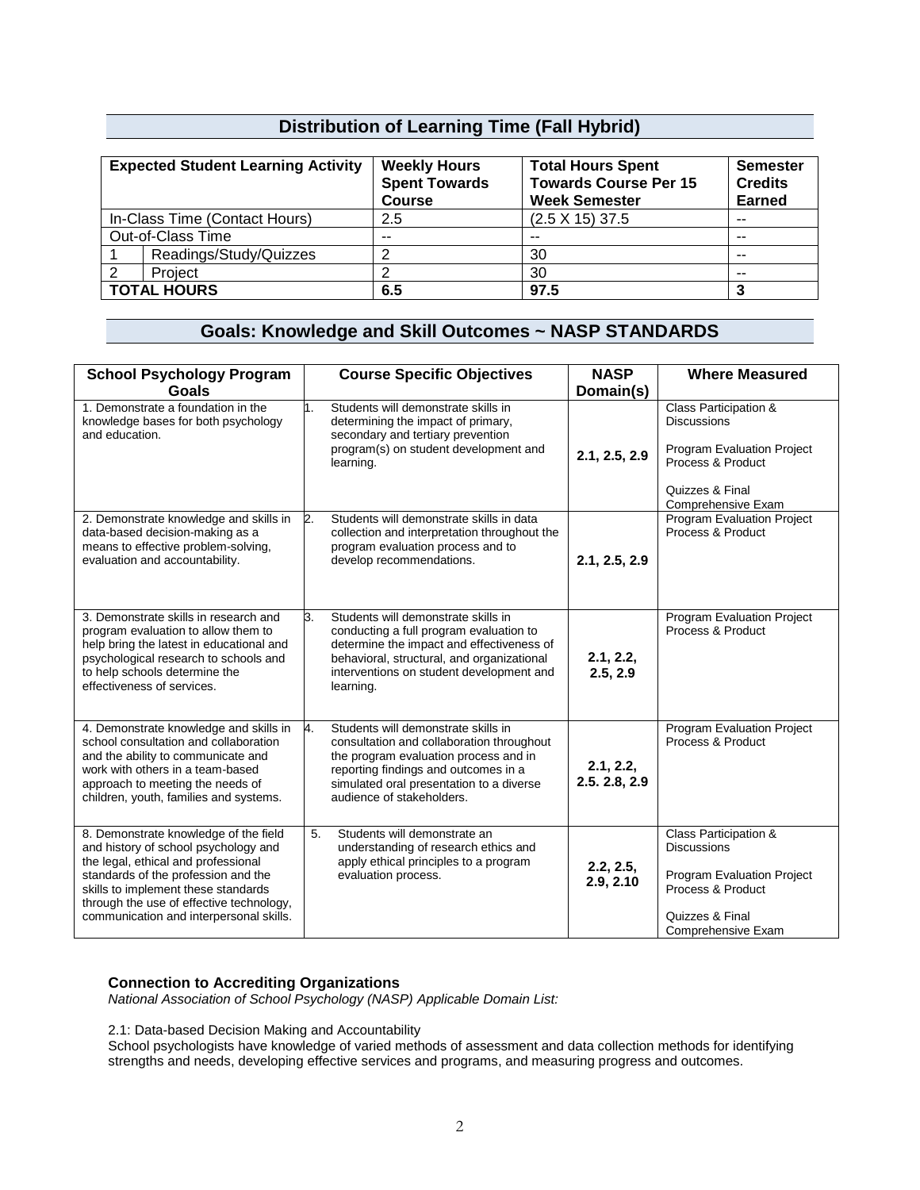## Distribution of Learning Time (Fall Hybrid)

| Expected Student Learning Activity | | Weekly Hours Spent Towards Course | Total Hours Spent Towards Course Per 15 Week Semester | Semester Credits Earned |
|---|---|---|---|---|
| In-Class Time (Contact Hours) | | 2.5 | (2.5 X 15) 37.5 | -- |
| Out-of-Class Time | | -- | -- | -- |
| 1 | Readings/Study/Quizzes | 2 | 30 | -- |
| 2 | Project | 2 | 30 | -- |
| **TOTAL HOURS** | | **6.5** | **97.5** | **3** |

## Goals: Knowledge and Skill Outcomes ~ NASP STANDARDS

| School Psychology Program Goals | Course Specific Objectives | NASP Domain(s) | Where Measured |
|---|---|---|---|
| 1. Demonstrate a foundation in the knowledge bases for both psychology and education. | 1. Students will demonstrate skills in determining the impact of primary, secondary and tertiary prevention program(s) on student development and learning. | **2.1, 2.5, 2.9** | Class Participation & Discussions<br><br>Program Evaluation Project Process & Product<br><br>Quizzes & Final Comprehensive Exam |
| 2. Demonstrate knowledge and skills in data-based decision-making as a means to effective problem-solving, evaluation and accountability. | 2. Students will demonstrate skills in data collection and interpretation throughout the program evaluation process and to develop recommendations. | **2.1, 2.5, 2.9** | Program Evaluation Project Process & Product |
| 3. Demonstrate skills in research and program evaluation to allow them to help bring the latest in educational and psychological research to schools and to help schools determine the effectiveness of services. | 3. Students will demonstrate skills in conducting a full program evaluation to determine the impact and effectiveness of behavioral, structural, and organizational interventions on student development and learning. | **2.1, 2.2, 2.5, 2.9** | Program Evaluation Project Process & Product |
| 4. Demonstrate knowledge and skills in school consultation and collaboration and the ability to communicate and work with others in a team-based approach to meeting the needs of children, youth, families and systems. | 4. Students will demonstrate skills in consultation and collaboration throughout the program evaluation process and in reporting findings and outcomes in a simulated oral presentation to a diverse audience of stakeholders. | **2.1, 2.2, 2.5. 2.8, 2.9** | Program Evaluation Project Process & Product |
| 8. Demonstrate knowledge of the field and history of school psychology and the legal, ethical and professional standards of the profession and the skills to implement these standards through the use of effective technology, communication and interpersonal skills. | 5. Students will demonstrate an understanding of research ethics and apply ethical principles to a program evaluation process. | **2.2, 2.5, 2.9, 2.10** | Class Participation & Discussions<br><br>Program Evaluation Project Process & Product<br><br>Quizzes & Final Comprehensive Exam |

**Connection to Accrediting Organizations**
*National Association of School Psychology (NASP) Applicable Domain List:*

2.1: Data-based Decision Making and Accountability
School psychologists have knowledge of varied methods of assessment and data collection methods for identifying strengths and needs, developing effective services and programs, and measuring progress and outcomes.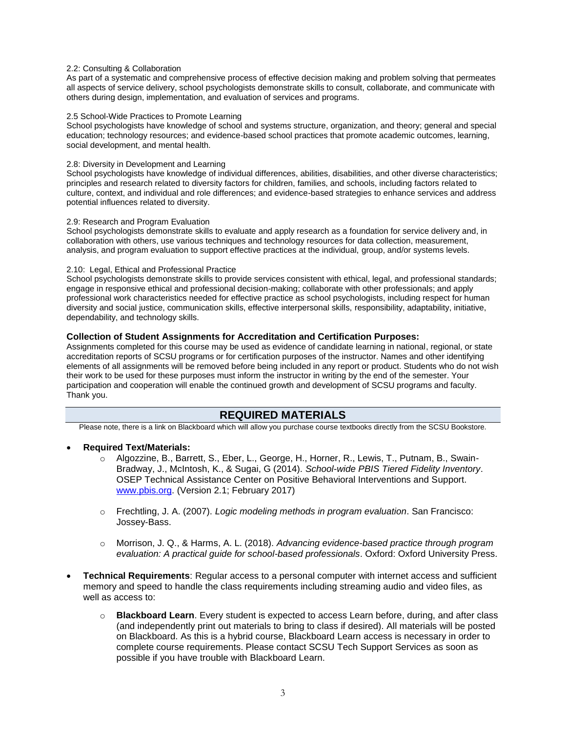2.2: Consulting & Collaboration
As part of a systematic and comprehensive process of effective decision making and problem solving that permeates all aspects of service delivery, school psychologists demonstrate skills to consult, collaborate, and communicate with others during design, implementation, and evaluation of services and programs.

2.5 School-Wide Practices to Promote Learning
School psychologists have knowledge of school and systems structure, organization, and theory; general and special education; technology resources; and evidence-based school practices that promote academic outcomes, learning, social development, and mental health.

2.8: Diversity in Development and Learning
School psychologists have knowledge of individual differences, abilities, disabilities, and other diverse characteristics; principles and research related to diversity factors for children, families, and schools, including factors related to culture, context, and individual and role differences; and evidence-based strategies to enhance services and address potential influences related to diversity.

2.9: Research and Program Evaluation
School psychologists demonstrate skills to evaluate and apply research as a foundation for service delivery and, in collaboration with others, use various techniques and technology resources for data collection, measurement, analysis, and program evaluation to support effective practices at the individual, group, and/or systems levels.

2.10: Legal, Ethical and Professional Practice
School psychologists demonstrate skills to provide services consistent with ethical, legal, and professional standards; engage in responsive ethical and professional decision-making; collaborate with other professionals; and apply professional work characteristics needed for effective practice as school psychologists, including respect for human diversity and social justice, communication skills, effective interpersonal skills, responsibility, adaptability, initiative, dependability, and technology skills.

**Collection of Student Assignments for Accreditation and Certification Purposes:**
Assignments completed for this course may be used as evidence of candidate learning in national, regional, or state accreditation reports of SCSU programs or for certification purposes of the instructor. Names and other identifying elements of all assignments will be removed before being included in any report or product. Students who do not wish their work to be used for these purposes must inform the instructor in writing by the end of the semester. Your participation and cooperation will enable the continued growth and development of SCSU programs and faculty. Thank you.

## REQUIRED MATERIALS

Please note, there is a link on Blackboard which will allow you purchase course textbooks directly from the SCSU Bookstore.

- **Required Text/Materials:**
  - Algozzine, B., Barrett, S., Eber, L., George, H., Horner, R., Lewis, T., Putnam, B., Swain-Bradway, J., McIntosh, K., & Sugai, G (2014). *School-wide PBIS Tiered Fidelity Inventory*. OSEP Technical Assistance Center on Positive Behavioral Interventions and Support. [www.pbis.org](http://www.pbis.org). (Version 2.1; February 2017)
  - Frechtling, J. A. (2007). *Logic modeling methods in program evaluation*. San Francisco: Jossey-Bass.
  - Morrison, J. Q., & Harms, A. L. (2018). *Advancing evidence-based practice through program evaluation: A practical guide for school-based professionals*. Oxford: Oxford University Press.
- **Technical Requirements**: Regular access to a personal computer with internet access and sufficient memory and speed to handle the class requirements including streaming audio and video files, as well as access to:
  - **Blackboard Learn**. Every student is expected to access Learn before, during, and after class (and independently print out materials to bring to class if desired). All materials will be posted on Blackboard. As this is a hybrid course, Blackboard Learn access is necessary in order to complete course requirements. Please contact SCSU Tech Support Services as soon as possible if you have trouble with Blackboard Learn.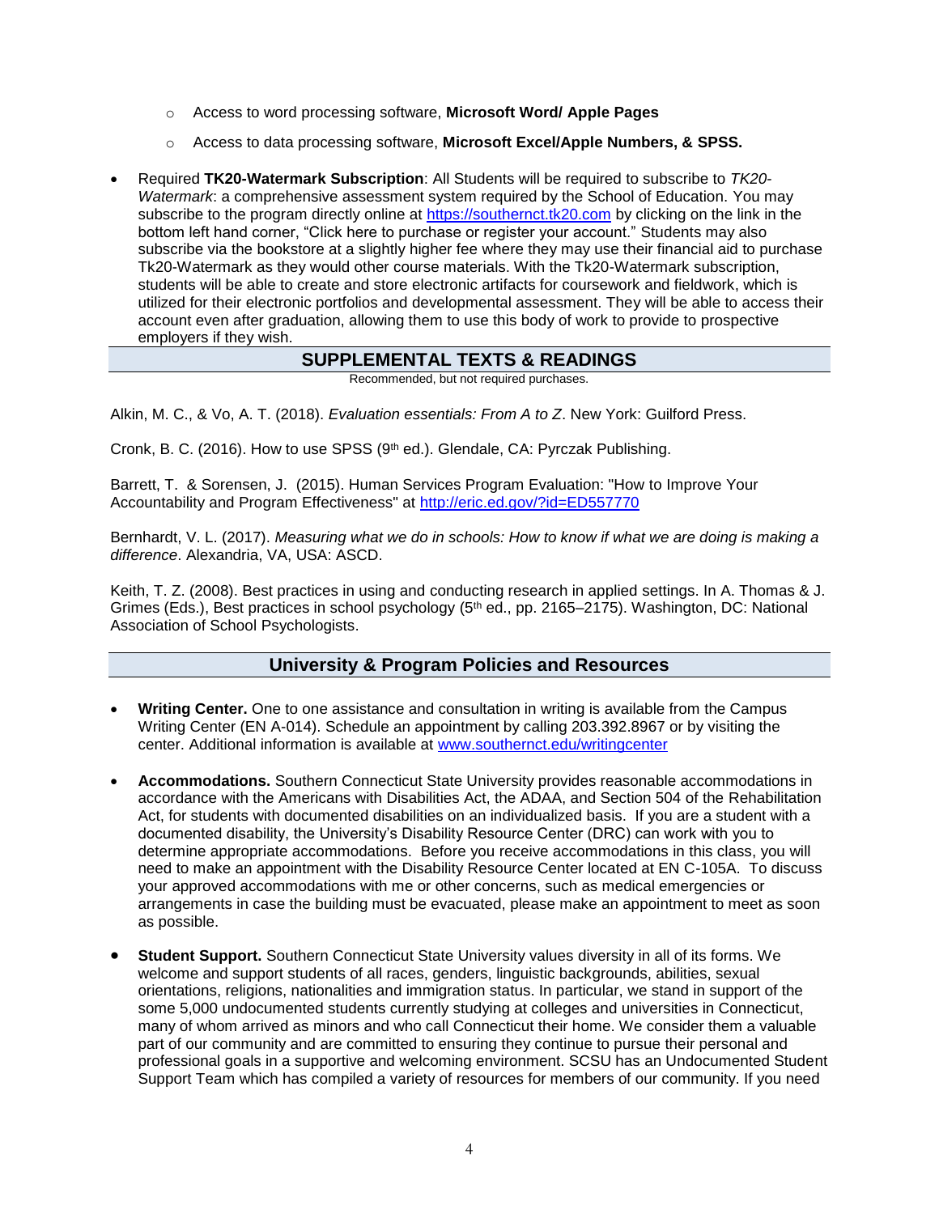- Access to word processing software, **Microsoft Word/ Apple Pages**
  - Access to data processing software, **Microsoft Excel/Apple Numbers, & SPSS.**

- Required **TK20-Watermark Subscription**: All Students will be required to subscribe to *TK20-Watermark*: a comprehensive assessment system required by the School of Education. You may subscribe to the program directly online at https://southernct.tk20.com by clicking on the link in the bottom left hand corner, "Click here to purchase or register your account." Students may also subscribe via the bookstore at a slightly higher fee where they may use their financial aid to purchase Tk20-Watermark as they would other course materials. With the Tk20-Watermark subscription, students will be able to create and store electronic artifacts for coursework and fieldwork, which is utilized for their electronic portfolios and developmental assessment. They will be able to access their account even after graduation, allowing them to use this body of work to provide to prospective employers if they wish.

## SUPPLEMENTAL TEXTS & READINGS

Recommended, but not required purchases.

Alkin, M. C., & Vo, A. T. (2018). *Evaluation essentials: From A to Z*. New York: Guilford Press.

Cronk, B. C. (2016). How to use SPSS (9th ed.). Glendale, CA: Pyrczak Publishing.

Barrett, T. & Sorensen, J. (2015). Human Services Program Evaluation: "How to Improve Your Accountability and Program Effectiveness" at http://eric.ed.gov/?id=ED557770

Bernhardt, V. L. (2017). *Measuring what we do in schools: How to know if what we are doing is making a difference*. Alexandria, VA, USA: ASCD.

Keith, T. Z. (2008). Best practices in using and conducting research in applied settings. In A. Thomas & J. Grimes (Eds.), Best practices in school psychology (5th ed., pp. 2165–2175). Washington, DC: National Association of School Psychologists.

## University & Program Policies and Resources

- **Writing Center.** One to one assistance and consultation in writing is available from the Campus Writing Center (EN A-014). Schedule an appointment by calling 203.392.8967 or by visiting the center. Additional information is available at www.southernct.edu/writingcenter

- **Accommodations.** Southern Connecticut State University provides reasonable accommodations in accordance with the Americans with Disabilities Act, the ADAA, and Section 504 of the Rehabilitation Act, for students with documented disabilities on an individualized basis. If you are a student with a documented disability, the University's Disability Resource Center (DRC) can work with you to determine appropriate accommodations. Before you receive accommodations in this class, you will need to make an appointment with the Disability Resource Center located at EN C-105A. To discuss your approved accommodations with me or other concerns, such as medical emergencies or arrangements in case the building must be evacuated, please make an appointment to meet as soon as possible.

- **Student Support.** Southern Connecticut State University values diversity in all of its forms. We welcome and support students of all races, genders, linguistic backgrounds, abilities, sexual orientations, religions, nationalities and immigration status. In particular, we stand in support of the some 5,000 undocumented students currently studying at colleges and universities in Connecticut, many of whom arrived as minors and who call Connecticut their home. We consider them a valuable part of our community and are committed to ensuring they continue to pursue their personal and professional goals in a supportive and welcoming environment. SCSU has an Undocumented Student Support Team which has compiled a variety of resources for members of our community. If you need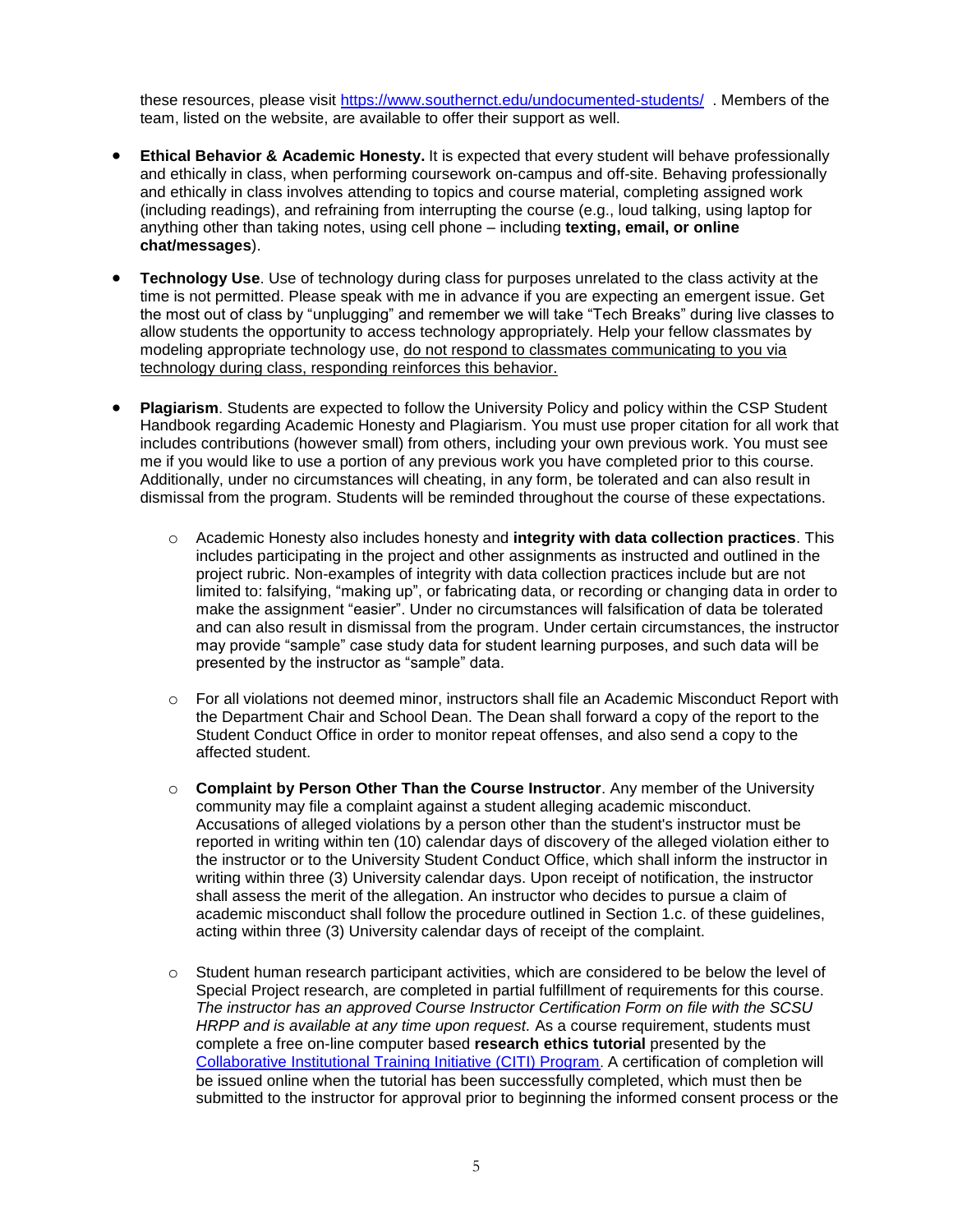these resources, please visit [https://www.southernct.edu/undocumented-students/](https://www.southernct.edu/undocumented-students/) . Members of the team, listed on the website, are available to offer their support as well.

- **Ethical Behavior & Academic Honesty.** It is expected that every student will behave professionally and ethically in class, when performing coursework on-campus and off-site. Behaving professionally and ethically in class involves attending to topics and course material, completing assigned work (including readings), and refraining from interrupting the course (e.g., loud talking, using laptop for anything other than taking notes, using cell phone – including **texting, email, or online chat/messages**).

- **Technology Use**. Use of technology during class for purposes unrelated to the class activity at the time is not permitted. Please speak with me in advance if you are expecting an emergent issue. Get the most out of class by "unplugging" and remember we will take "Tech Breaks" during live classes to allow students the opportunity to access technology appropriately. Help your fellow classmates by modeling appropriate technology use, <u>do not respond to classmates communicating to you via technology during class, responding reinforces this behavior.</u>

- **Plagiarism**. Students are expected to follow the University Policy and policy within the CSP Student Handbook regarding Academic Honesty and Plagiarism. You must use proper citation for all work that includes contributions (however small) from others, including your own previous work. You must see me if you would like to use a portion of any previous work you have completed prior to this course. Additionally, under no circumstances will cheating, in any form, be tolerated and can also result in dismissal from the program. Students will be reminded throughout the course of these expectations.

    - Academic Honesty also includes honesty and **integrity with data collection practices**. This includes participating in the project and other assignments as instructed and outlined in the project rubric. Non-examples of integrity with data collection practices include but are not limited to: falsifying, "making up", or fabricating data, or recording or changing data in order to make the assignment "easier". Under no circumstances will falsification of data be tolerated and can also result in dismissal from the program. Under certain circumstances, the instructor may provide "sample" case study data for student learning purposes, and such data will be presented by the instructor as "sample" data.

    - For all violations not deemed minor, instructors shall file an Academic Misconduct Report with the Department Chair and School Dean. The Dean shall forward a copy of the report to the Student Conduct Office in order to monitor repeat offenses, and also send a copy to the affected student.

    - **Complaint by Person Other Than the Course Instructor**. Any member of the University community may file a complaint against a student alleging academic misconduct. Accusations of alleged violations by a person other than the student's instructor must be reported in writing within ten (10) calendar days of discovery of the alleged violation either to the instructor or to the University Student Conduct Office, which shall inform the instructor in writing within three (3) University calendar days. Upon receipt of notification, the instructor shall assess the merit of the allegation. An instructor who decides to pursue a claim of academic misconduct shall follow the procedure outlined in Section 1.c. of these guidelines, acting within three (3) University calendar days of receipt of the complaint.

    - Student human research participant activities, which are considered to be below the level of Special Project research, are completed in partial fulfillment of requirements for this course. *The instructor has an approved Course Instructor Certification Form on file with the SCSU HRPP and is available at any time upon request.* As a course requirement, students must complete a free on-line computer based **research ethics tutorial** presented by the [Collaborative Institutional Training Initiative (CITI) Program](). A certification of completion will be issued online when the tutorial has been successfully completed, which must then be submitted to the instructor for approval prior to beginning the informed consent process or the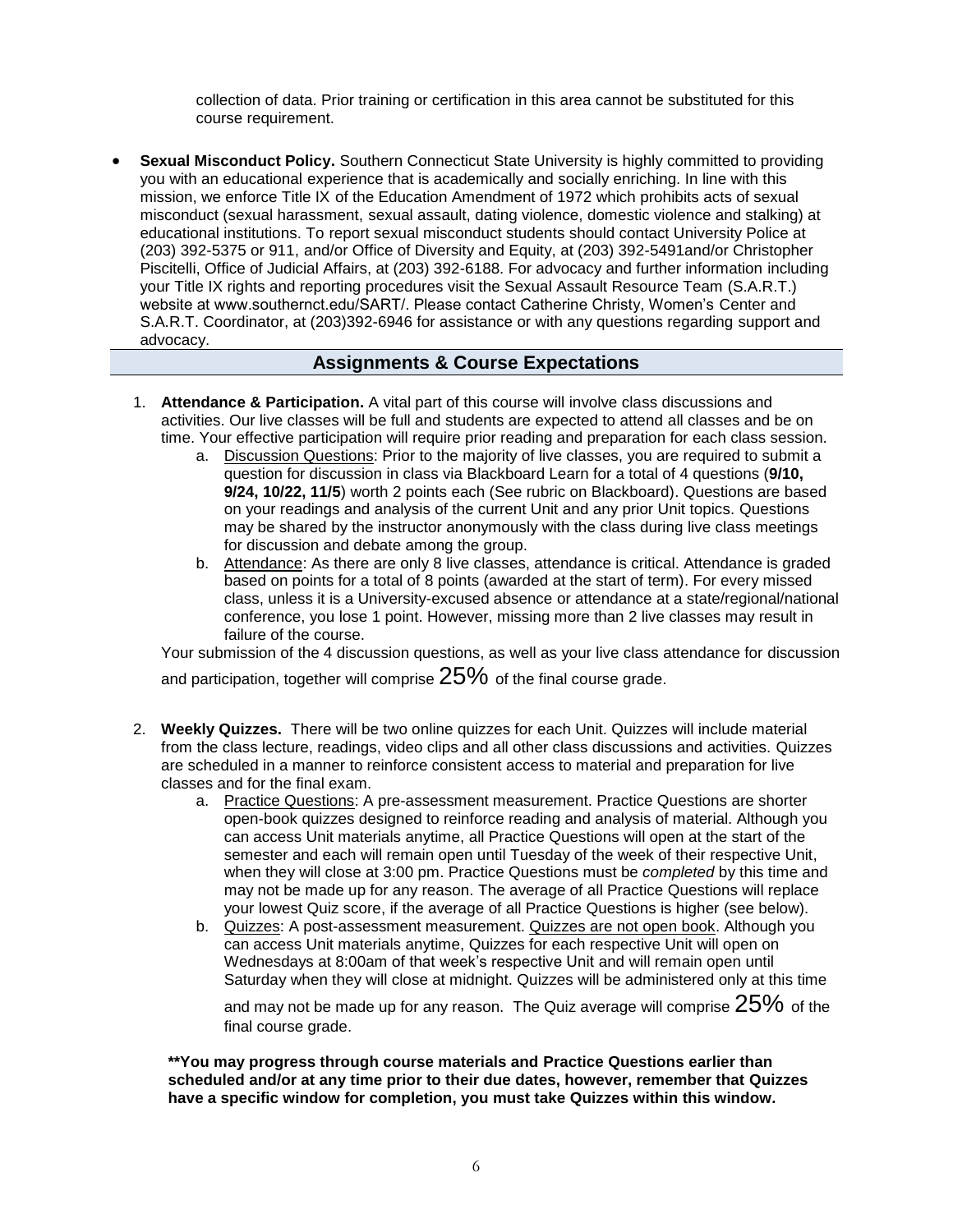collection of data. Prior training or certification in this area cannot be substituted for this course requirement.

- **Sexual Misconduct Policy.** Southern Connecticut State University is highly committed to providing you with an educational experience that is academically and socially enriching. In line with this mission, we enforce Title IX of the Education Amendment of 1972 which prohibits acts of sexual misconduct (sexual harassment, sexual assault, dating violence, domestic violence and stalking) at educational institutions. To report sexual misconduct students should contact University Police at (203) 392-5375 or 911, and/or Office of Diversity and Equity, at (203) 392-5491and/or Christopher Piscitelli, Office of Judicial Affairs, at (203) 392-6188. For advocacy and further information including your Title IX rights and reporting procedures visit the Sexual Assault Resource Team (S.A.R.T.) website at www.southernct.edu/SART/. Please contact Catherine Christy, Women's Center and S.A.R.T. Coordinator, at (203)392-6946 for assistance or with any questions regarding support and advocacy.

## Assignments & Course Expectations

1. **Attendance & Participation.** A vital part of this course will involve class discussions and activities. Our live classes will be full and students are expected to attend all classes and be on time. Your effective participation will require prior reading and preparation for each class session.
   a. Discussion Questions: Prior to the majority of live classes, you are required to submit a question for discussion in class via Blackboard Learn for a total of 4 questions (**9/10, 9/24, 10/22, 11/5**) worth 2 points each (See rubric on Blackboard). Questions are based on your readings and analysis of the current Unit and any prior Unit topics. Questions may be shared by the instructor anonymously with the class during live class meetings for discussion and debate among the group.
   b. Attendance: As there are only 8 live classes, attendance is critical. Attendance is graded based on points for a total of 8 points (awarded at the start of term). For every missed class, unless it is a University-excused absence or attendance at a state/regional/national conference, you lose 1 point. However, missing more than 2 live classes may result in failure of the course.

   Your submission of the 4 discussion questions, as well as your live class attendance for discussion and participation, together will comprise 25% of the final course grade.

2. **Weekly Quizzes.** There will be two online quizzes for each Unit. Quizzes will include material from the class lecture, readings, video clips and all other class discussions and activities. Quizzes are scheduled in a manner to reinforce consistent access to material and preparation for live classes and for the final exam.
   a. Practice Questions: A pre-assessment measurement. Practice Questions are shorter open-book quizzes designed to reinforce reading and analysis of material. Although you can access Unit materials anytime, all Practice Questions will open at the start of the semester and each will remain open until Tuesday of the week of their respective Unit, when they will close at 3:00 pm. Practice Questions must be *completed* by this time and may not be made up for any reason. The average of all Practice Questions will replace your lowest Quiz score, if the average of all Practice Questions is higher (see below).
   b. Quizzes: A post-assessment measurement. Quizzes are not open book. Although you can access Unit materials anytime, Quizzes for each respective Unit will open on Wednesdays at 8:00am of that week's respective Unit and will remain open until Saturday when they will close at midnight. Quizzes will be administered only at this time and may not be made up for any reason. The Quiz average will comprise 25% of the final course grade.

   **\*\*You may progress through course materials and Practice Questions earlier than scheduled and/or at any time prior to their due dates, however, remember that Quizzes have a specific window for completion, you must take Quizzes within this window.**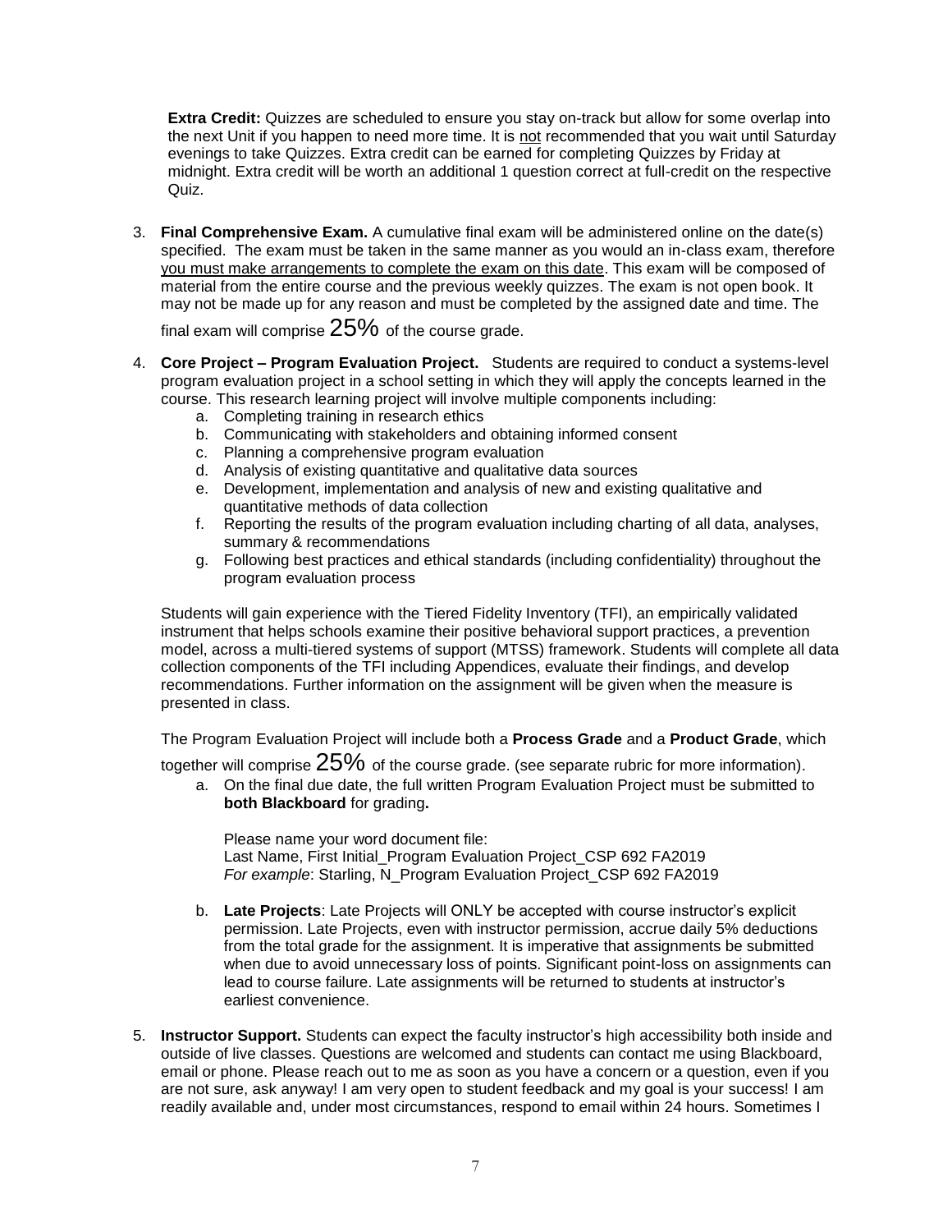**Extra Credit:** Quizzes are scheduled to ensure you stay on-track but allow for some overlap into the next Unit if you happen to need more time. It is not recommended that you wait until Saturday evenings to take Quizzes. Extra credit can be earned for completing Quizzes by Friday at midnight. Extra credit will be worth an additional 1 question correct at full-credit on the respective Quiz.

3. **Final Comprehensive Exam.** A cumulative final exam will be administered online on the date(s) specified. The exam must be taken in the same manner as you would an in-class exam, therefore you must make arrangements to complete the exam on this date. This exam will be composed of material from the entire course and the previous weekly quizzes. The exam is not open book. It may not be made up for any reason and must be completed by the assigned date and time. The final exam will comprise 25% of the course grade.

4. **Core Project – Program Evaluation Project.** Students are required to conduct a systems-level program evaluation project in a school setting in which they will apply the concepts learned in the course. This research learning project will involve multiple components including:
   a. Completing training in research ethics
   b. Communicating with stakeholders and obtaining informed consent
   c. Planning a comprehensive program evaluation
   d. Analysis of existing quantitative and qualitative data sources
   e. Development, implementation and analysis of new and existing qualitative and quantitative methods of data collection
   f. Reporting the results of the program evaluation including charting of all data, analyses, summary & recommendations
   g. Following best practices and ethical standards (including confidentiality) throughout the program evaluation process

   Students will gain experience with the Tiered Fidelity Inventory (TFI), an empirically validated instrument that helps schools examine their positive behavioral support practices, a prevention model, across a multi-tiered systems of support (MTSS) framework. Students will complete all data collection components of the TFI including Appendices, evaluate their findings, and develop recommendations. Further information on the assignment will be given when the measure is presented in class.

   The Program Evaluation Project will include both a **Process Grade** and a **Product Grade**, which together will comprise 25% of the course grade. (see separate rubric for more information).

   a. On the final due date, the full written Program Evaluation Project must be submitted to **both Blackboard** for grading**.**

      Please name your word document file:
      Last Name, First Initial_Program Evaluation Project_CSP 692 FA2019
      *For example*: Starling, N_Program Evaluation Project_CSP 692 FA2019

   b. **Late Projects**: Late Projects will ONLY be accepted with course instructor's explicit permission. Late Projects, even with instructor permission, accrue daily 5% deductions from the total grade for the assignment. It is imperative that assignments be submitted when due to avoid unnecessary loss of points. Significant point-loss on assignments can lead to course failure. Late assignments will be returned to students at instructor's earliest convenience.

5. **Instructor Support.** Students can expect the faculty instructor's high accessibility both inside and outside of live classes. Questions are welcomed and students can contact me using Blackboard, email or phone. Please reach out to me as soon as you have a concern or a question, even if you are not sure, ask anyway! I am very open to student feedback and my goal is your success! I am readily available and, under most circumstances, respond to email within 24 hours. Sometimes I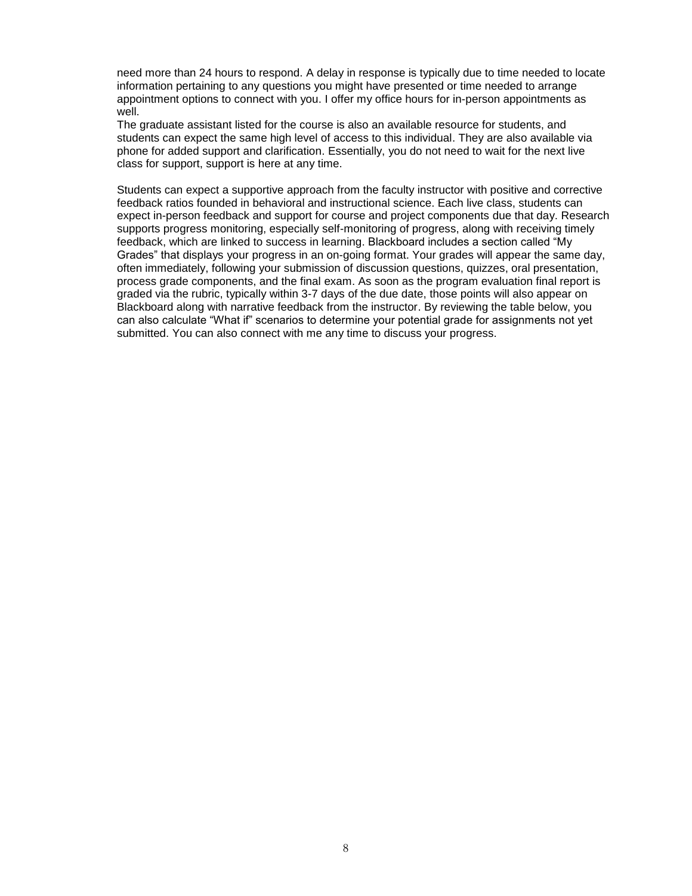need more than 24 hours to respond. A delay in response is typically due to time needed to locate information pertaining to any questions you might have presented or time needed to arrange appointment options to connect with you. I offer my office hours for in-person appointments as well.

The graduate assistant listed for the course is also an available resource for students, and students can expect the same high level of access to this individual. They are also available via phone for added support and clarification. Essentially, you do not need to wait for the next live class for support, support is here at any time.

Students can expect a supportive approach from the faculty instructor with positive and corrective feedback ratios founded in behavioral and instructional science. Each live class, students can expect in-person feedback and support for course and project components due that day. Research supports progress monitoring, especially self-monitoring of progress, along with receiving timely feedback, which are linked to success in learning. Blackboard includes a section called "My Grades" that displays your progress in an on-going format. Your grades will appear the same day, often immediately, following your submission of discussion questions, quizzes, oral presentation, process grade components, and the final exam. As soon as the program evaluation final report is graded via the rubric, typically within 3-7 days of the due date, those points will also appear on Blackboard along with narrative feedback from the instructor. By reviewing the table below, you can also calculate "What if" scenarios to determine your potential grade for assignments not yet submitted. You can also connect with me any time to discuss your progress.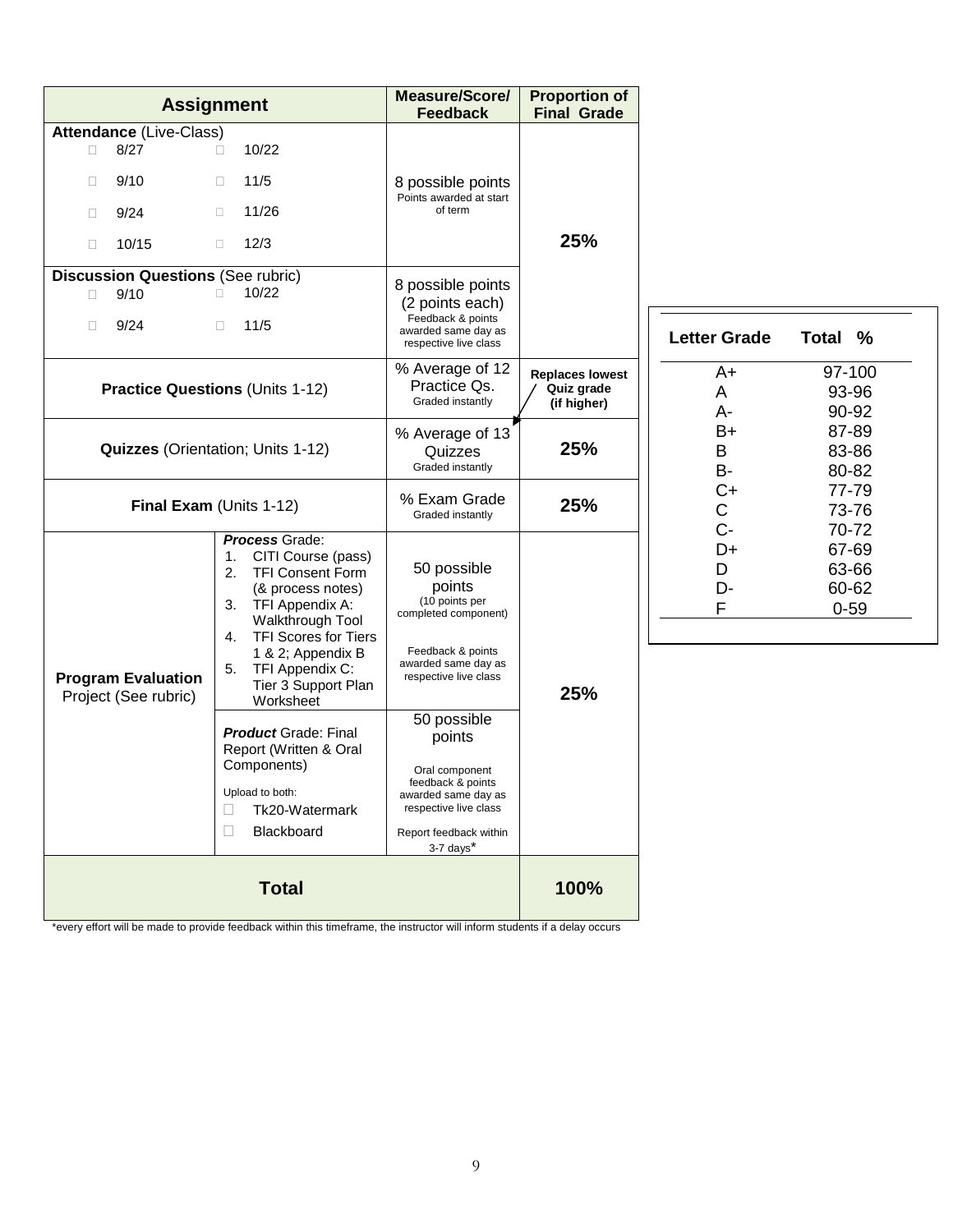| Assignment | | Measure/Score/ Feedback | Proportion of Final Grade |
|---|---|---|---|
| **Attendance** (Live-Class)<br>☐ 8/27 ☐ 10/22<br>☐ 9/10 ☐ 11/5<br>☐ 9/24 ☐ 11/26<br>☐ 10/15 ☐ 12/3 | | 8 possible points<br>Points awarded at start of term | **25%** |
| **Discussion Questions** (See rubric)<br>☐ 9/10 ☐ 10/22<br>☐ 9/24 ☐ 11/5 | | 8 possible points (2 points each)<br>Feedback & points awarded same day as respective live class | |
| **Practice Questions** (Units 1-12) | | % Average of 12 Practice Qs.<br>Graded instantly | **Replaces lowest Quiz grade (if higher)** |
| **Quizzes** (Orientation; Units 1-12) | | % Average of 13 Quizzes<br>Graded instantly | **25%** |
| **Final Exam** (Units 1-12) | | % Exam Grade<br>Graded instantly | **25%** |
| **Program Evaluation** Project (See rubric) | ***Process*** Grade:<br>1. CITI Course (pass)<br>2. TFI Consent Form (& process notes)<br>3. TFI Appendix A: Walkthrough Tool<br>4. TFI Scores for Tiers 1 & 2; Appendix B<br>5. TFI Appendix C: Tier 3 Support Plan Worksheet | 50 possible points<br>(10 points per completed component)<br>Feedback & points awarded same day as respective live class | **25%** |
| | ***Product*** Grade: Final Report (Written & Oral Components)<br>Upload to both:<br>☐ Tk20-Watermark<br>☐ Blackboard | 50 possible points<br>Oral component feedback & points awarded same day as respective live class<br>Report feedback within 3-7 days* | |
| **Total** | | | **100%** |

*every effort will be made to provide feedback within this timeframe, the instructor will inform students if a delay occurs

| Letter Grade | Total % |
|---|---|
| A+ | 97-100 |
| A | 93-96 |
| A- | 90-92 |
| B+ | 87-89 |
| B | 83-86 |
| B- | 80-82 |
| C+ | 77-79 |
| C | 73-76 |
| C- | 70-72 |
| D+ | 67-69 |
| D | 63-66 |
| D- | 60-62 |
| F | 0-59 |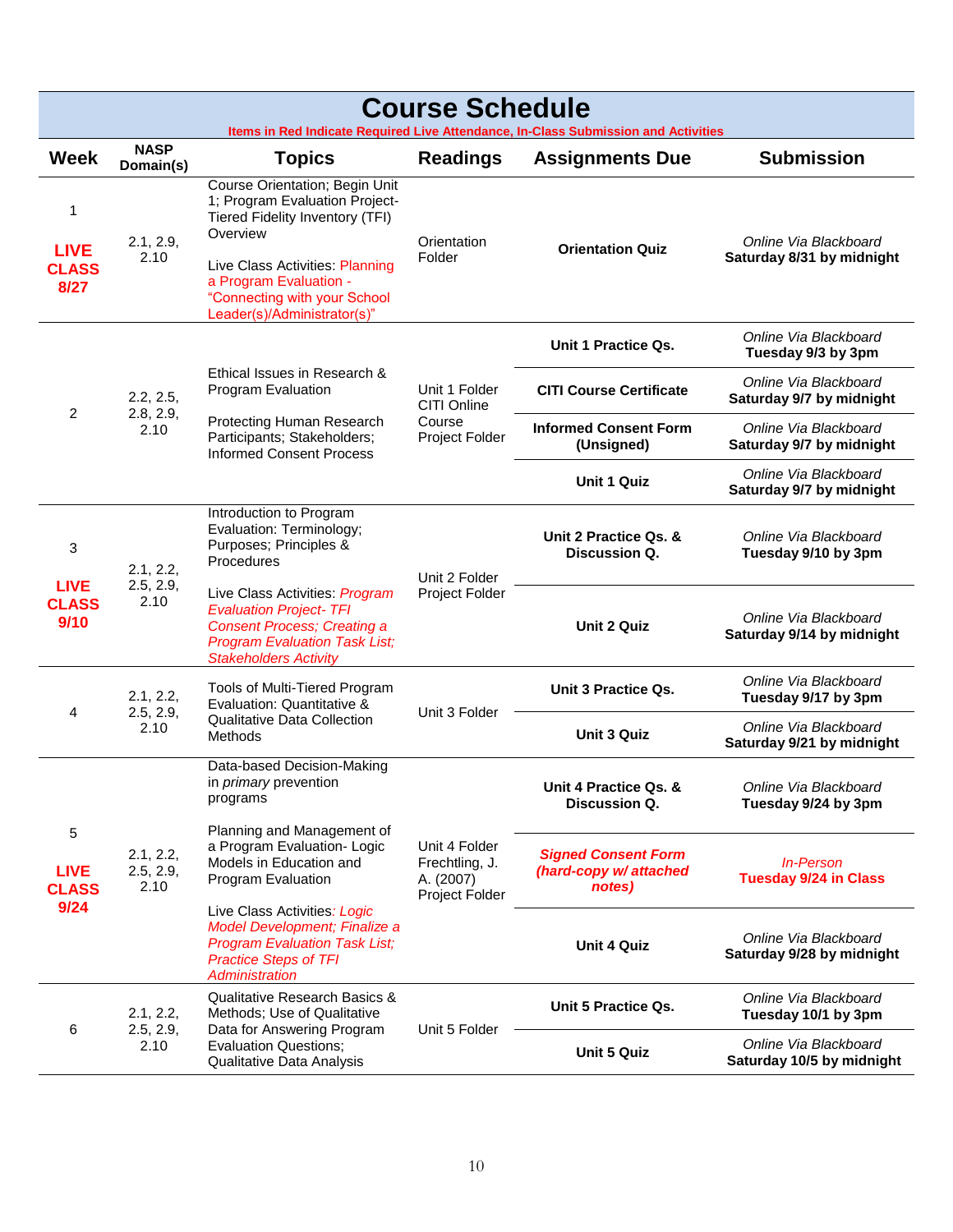# Course Schedule

Items in Red Indicate Required Live Attendance, In-Class Submission and Activities

| Week | NASP Domain(s) | Topics | Readings | Assignments Due | Submission |
|---|---|---|---|---|---|
| 1 LIVE CLASS 8/27 | 2.1, 2.9, 2.10 | Course Orientation; Begin Unit 1; Program Evaluation Project- Tiered Fidelity Inventory (TFI) Overview<br><br>Live Class Activities: Planning a Program Evaluation - "Connecting with your School Leader(s)/Administrator(s)" | Orientation Folder | **Orientation Quiz** | *Online Via Blackboard* **Saturday 8/31 by midnight** |
| 2 | 2.2, 2.5, 2.8, 2.9, 2.10 | Ethical Issues in Research & Program Evaluation<br><br>Protecting Human Research Participants; Stakeholders; Informed Consent Process | Unit 1 Folder CITI Online Course Project Folder | **Unit 1 Practice Qs.** | *Online Via Blackboard* **Tuesday 9/3 by 3pm** |
| | | | | **CITI Course Certificate** | *Online Via Blackboard* **Saturday 9/7 by midnight** |
| | | | | **Informed Consent Form (Unsigned)** | *Online Via Blackboard* **Saturday 9/7 by midnight** |
| | | | | **Unit 1 Quiz** | *Online Via Blackboard* **Saturday 9/7 by midnight** |
| 3 LIVE CLASS 9/10 | 2.1, 2.2, 2.5, 2.9, 2.10 | Introduction to Program Evaluation: Terminology; Purposes; Principles & Procedures<br><br>Live Class Activities: *Program Evaluation Project- TFI Consent Process; Creating a Program Evaluation Task List; Stakeholders Activity* | Unit 2 Folder Project Folder | **Unit 2 Practice Qs. & Discussion Q.** | *Online Via Blackboard* **Tuesday 9/10 by 3pm** |
| | | | | **Unit 2 Quiz** | *Online Via Blackboard* **Saturday 9/14 by midnight** |
| 4 | 2.1, 2.2, 2.5, 2.9, 2.10 | Tools of Multi-Tiered Program Evaluation: Quantitative & Qualitative Data Collection Methods | Unit 3 Folder | **Unit 3 Practice Qs.** | *Online Via Blackboard* **Tuesday 9/17 by 3pm** |
| | | | | **Unit 3 Quiz** | *Online Via Blackboard* **Saturday 9/21 by midnight** |
| 5 LIVE CLASS 9/24 | 2.1, 2.2, 2.5, 2.9, 2.10 | Data-based Decision-Making in *primary* prevention programs<br><br>Planning and Management of a Program Evaluation- Logic Models in Education and Program Evaluation<br><br>Live Class Activities: *Logic Model Development; Finalize a Program Evaluation Task List; Practice Steps of TFI Administration* | Unit 4 Folder Frechtling, J. A. (2007) Project Folder | **Unit 4 Practice Qs. & Discussion Q.** | *Online Via Blackboard* **Tuesday 9/24 by 3pm** |
| | | | | ***Signed Consent Form (hard-copy w/ attached notes)*** | *In-Person* **Tuesday 9/24 in Class** |
| | | | | **Unit 4 Quiz** | *Online Via Blackboard* **Saturday 9/28 by midnight** |
| 6 | 2.1, 2.2, 2.5, 2.9, 2.10 | Qualitative Research Basics & Methods; Use of Qualitative Data for Answering Program Evaluation Questions; Qualitative Data Analysis | Unit 5 Folder | **Unit 5 Practice Qs.** | *Online Via Blackboard* **Tuesday 10/1 by 3pm** |
| | | | | **Unit 5 Quiz** | *Online Via Blackboard* **Saturday 10/5 by midnight** |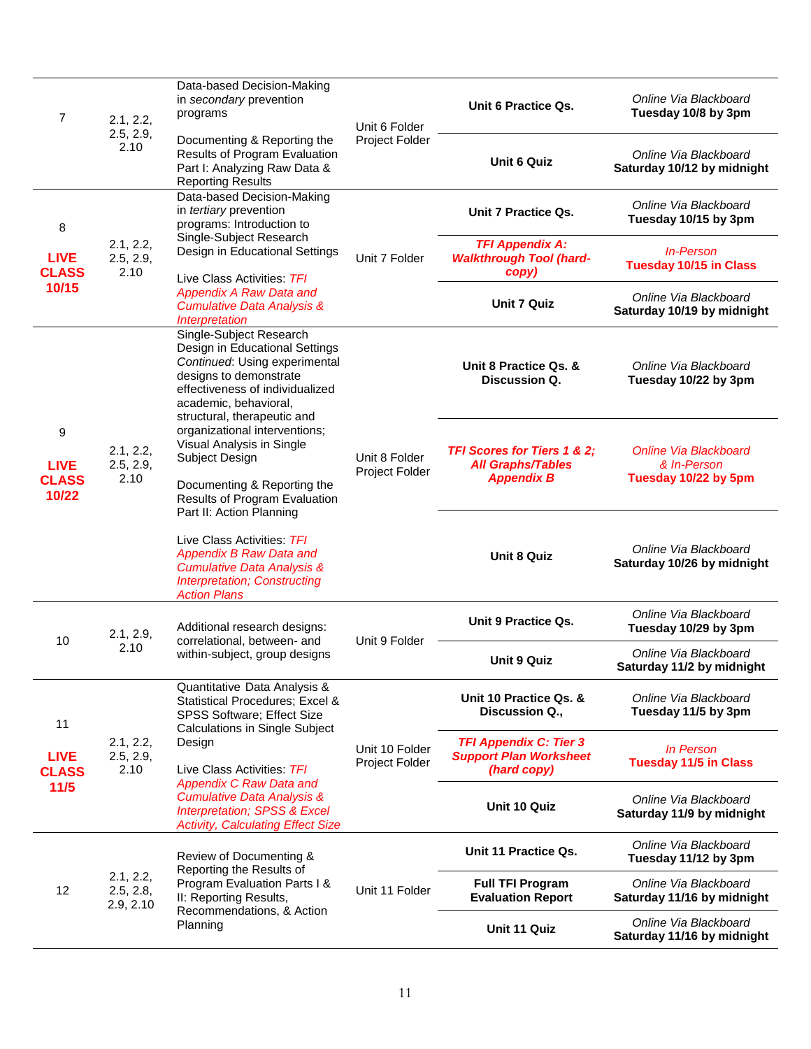| | | | | | |
|---|---|---|---|---|---|
| 7 | 2.1, 2.2, 2.5, 2.9, 2.10 | Data-based Decision-Making in *secondary* prevention programs<br><br>Documenting & Reporting the Results of Program Evaluation Part I: Analyzing Raw Data & Reporting Results | Unit 6 Folder<br>Project Folder | **Unit 6 Practice Qs.** | *Online Via Blackboard*<br>**Tuesday 10/8 by 3pm** |
| | | | | **Unit 6 Quiz** | *Online Via Blackboard*<br>**Saturday 10/12 by midnight** |
| 8<br><br>**LIVE CLASS 10/15** | 2.1, 2.2, 2.5, 2.9, 2.10 | Data-based Decision-Making in *tertiary* prevention programs: Introduction to Single-Subject Research Design in Educational Settings<br><br>Live Class Activities: *TFI Appendix A Raw Data and Cumulative Data Analysis & Interpretation* | Unit 7 Folder | **Unit 7 Practice Qs.** | *Online Via Blackboard*<br>**Tuesday 10/15 by 3pm** |
| | | | | ***TFI Appendix A: Walkthrough Tool (hard-copy)*** | *In-Person*<br>**Tuesday 10/15 in Class** |
| | | | | **Unit 7 Quiz** | *Online Via Blackboard*<br>**Saturday 10/19 by midnight** |
| 9<br><br>**LIVE CLASS 10/22** | 2.1, 2.2, 2.5, 2.9, 2.10 | Single-Subject Research Design in Educational Settings *Continued*: Using experimental designs to demonstrate effectiveness of individualized academic, behavioral, structural, therapeutic and organizational interventions; Visual Analysis in Single Subject Design<br><br>Documenting & Reporting the Results of Program Evaluation Part II: Action Planning<br><br>Live Class Activities: *TFI Appendix B Raw Data and Cumulative Data Analysis & Interpretation; Constructing Action Plans* | Unit 8 Folder<br>Project Folder | **Unit 8 Practice Qs. & Discussion Q.** | *Online Via Blackboard*<br>**Tuesday 10/22 by 3pm** |
| | | | | ***TFI Scores for Tiers 1 & 2; All Graphs/Tables Appendix B*** | *Online Via Blackboard & In-Person*<br>**Tuesday 10/22 by 5pm** |
| | | | | **Unit 8 Quiz** | *Online Via Blackboard*<br>**Saturday 10/26 by midnight** |
| 10 | 2.1, 2.9, 2.10 | Additional research designs: correlational, between- and within-subject, group designs | Unit 9 Folder | **Unit 9 Practice Qs.** | *Online Via Blackboard*<br>**Tuesday 10/29 by 3pm** |
| | | | | **Unit 9 Quiz** | *Online Via Blackboard*<br>**Saturday 11/2 by midnight** |
| 11<br><br>**LIVE CLASS 11/5** | 2.1, 2.2, 2.5, 2.9, 2.10 | Quantitative Data Analysis & Statistical Procedures; Excel & SPSS Software; Effect Size Calculations in Single Subject Design<br><br>Live Class Activities: *TFI Appendix C Raw Data and Cumulative Data Analysis & Interpretation; SPSS & Excel Activity, Calculating Effect Size* | Unit 10 Folder<br>Project Folder | **Unit 10 Practice Qs. & Discussion Q.,** | *Online Via Blackboard*<br>**Tuesday 11/5 by 3pm** |
| | | | | ***TFI Appendix C: Tier 3 Support Plan Worksheet (hard copy)*** | *In Person*<br>**Tuesday 11/5 in Class** |
| | | | | **Unit 10 Quiz** | *Online Via Blackboard*<br>**Saturday 11/9 by midnight** |
| 12 | 2.1, 2.2, 2.5, 2.8, 2.9, 2.10 | Review of Documenting & Reporting the Results of Program Evaluation Parts I & II: Reporting Results, Recommendations, & Action Planning | Unit 11 Folder | **Unit 11 Practice Qs.** | *Online Via Blackboard*<br>**Tuesday 11/12 by 3pm** |
| | | | | **Full TFI Program Evaluation Report** | *Online Via Blackboard*<br>**Saturday 11/16 by midnight** |
| | | | | **Unit 11 Quiz** | *Online Via Blackboard*<br>**Saturday 11/16 by midnight** |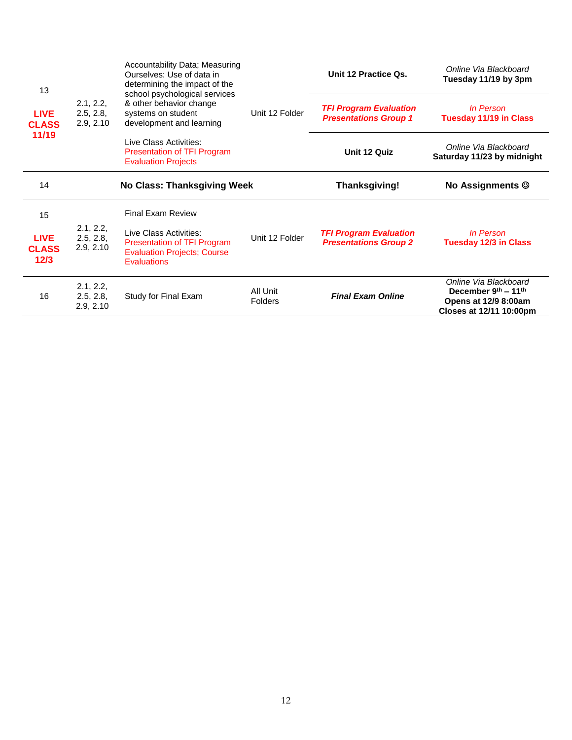| | | | | | |
|---|---|---|---|---|---|
| 13<br><br>**LIVE CLASS 11/19** | 2.1, 2.2, 2.5, 2.8, 2.9, 2.10 | Accountability Data; Measuring Ourselves: Use of data in determining the impact of the school psychological services & other behavior change systems on student development and learning<br><br>Live Class Activities: Presentation of TFI Program Evaluation Projects | Unit 12 Folder | **Unit 12 Practice Qs.** | *Online Via Blackboard* **Tuesday 11/19 by 3pm** |
| | | | | ***TFI Program Evaluation Presentations Group 1*** | *In Person* **Tuesday 11/19 in Class** |
| | | | | **Unit 12 Quiz** | *Online Via Blackboard* **Saturday 11/23 by midnight** |
| 14 | | **No Class: Thanksgiving Week** | | **Thanksgiving!** | **No Assignments ☺** |
| 15<br><br>**LIVE CLASS 12/3** | 2.1, 2.2, 2.5, 2.8, 2.9, 2.10 | Final Exam Review<br><br>Live Class Activities: Presentation of TFI Program Evaluation Projects; Course Evaluations | Unit 12 Folder | ***TFI Program Evaluation Presentations Group 2*** | *In Person* **Tuesday 12/3 in Class** |
| 16 | 2.1, 2.2, 2.5, 2.8, 2.9, 2.10 | Study for Final Exam | All Unit Folders | ***Final Exam Online*** | *Online Via Blackboard* **December 9th – 11th Opens at 12/9 8:00am Closes at 12/11 10:00pm** |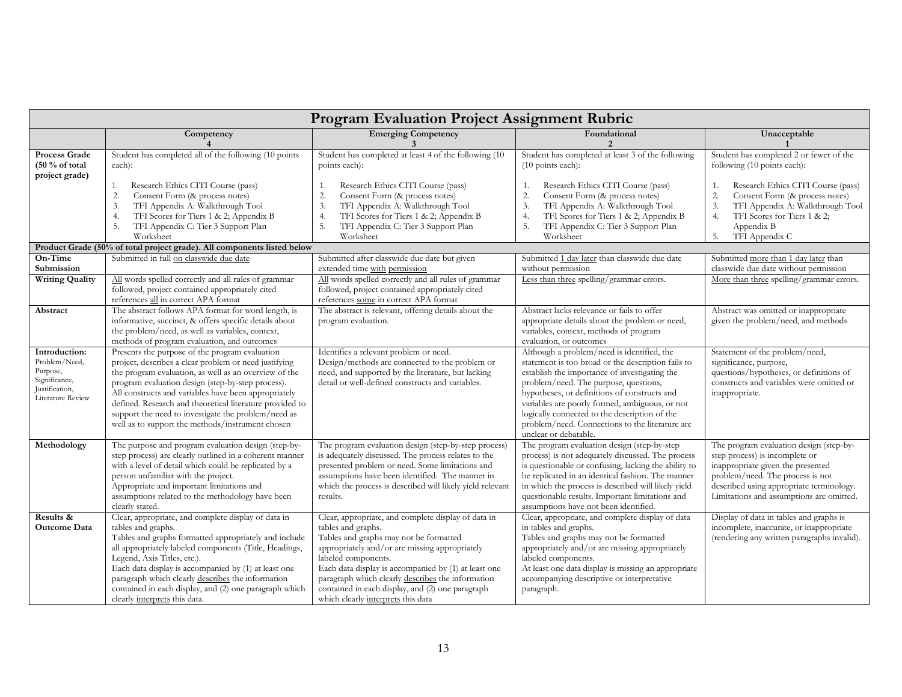# Program Evaluation Project Assignment Rubric

| | Competency 4 | Emerging Competency 3 | Foundational 2 | Unacceptable 1 |
|---|---|---|---|---|
| **Process Grade (50 % of total project grade)** | Student has completed all of the following (10 points each):<br><br>1. Research Ethics CITI Course (pass)<br>2. Consent Form (& process notes)<br>3. TFI Appendix A: Walkthrough Tool<br>4. TFI Scores for Tiers 1 & 2; Appendix B<br>5. TFI Appendix C: Tier 3 Support Plan Worksheet | Student has completed at least 4 of the following (10 points each):<br><br>1. Research Ethics CITI Course (pass)<br>2. Consent Form (& process notes)<br>3. TFI Appendix A: Walkthrough Tool<br>4. TFI Scores for Tiers 1 & 2; Appendix B<br>5. TFI Appendix C: Tier 3 Support Plan Worksheet | Student has completed at least 3 of the following (10 points each):<br><br>1. Research Ethics CITI Course (pass)<br>2. Consent Form (& process notes)<br>3. TFI Appendix A: Walkthrough Tool<br>4. TFI Scores for Tiers 1 & 2; Appendix B<br>5. TFI Appendix C: Tier 3 Support Plan Worksheet | Student has completed 2 or fewer of the following (10 points each):<br><br>1. Research Ethics CITI Course (pass)<br>2. Consent Form (& process notes)<br>3. TFI Appendix A: Walkthrough Tool<br>4. TFI Scores for Tiers 1 & 2; Appendix B<br>5. TFI Appendix C |
| **Product Grade (50% of total project grade). All components listed below** | | | | |
| **On-Time Submission** | Submitted in full on classwide due date | Submitted after classwide due date but given extended time with permission | Submitted 1 day later than classwide due date without permission | Submitted more than 1 day later than classwide due date without permission |
| **Writing Quality** | All words spelled correctly and all rules of grammar followed, project contained appropriately cited references all in correct APA format | All words spelled correctly and all rules of grammar followed, project contained appropriately cited references some in correct APA format | Less than three spelling/grammar errors. | More than three spelling/grammar errors. |
| **Abstract** | The abstract follows APA format for word length, is informative, succinct, & offers specific details about the problem/need, as well as variables, context, methods of program evaluation, and outcomes | The abstract is relevant, offering details about the program evaluation. | Abstract lacks relevance or fails to offer appropriate details about the problem or need, variables, context, methods of program evaluation, or outcomes | Abstract was omitted or inappropriate given the problem/need, and methods |
| **Introduction:** Problem/Need, Purpose, Significance, Justification, Literature Review | Presents the purpose of the program evaluation project, describes a clear problem or need justifying the program evaluation, as well as an overview of the program evaluation design (step-by-step process). All constructs and variables have been appropriately defined. Research and theoretical literature provided to support the need to investigate the problem/need as well as to support the methods/instrument chosen | Identifies a relevant problem or need. Design/methods are connected to the problem or need, and supported by the literature, but lacking detail or well-defined constructs and variables. | Although a problem/need is identified, the statement is too broad or the description fails to establish the importance of investigating the problem/need. The purpose, questions, hypotheses, or definitions of constructs and variables are poorly formed, ambiguous, or not logically connected to the description of the problem/need. Connections to the literature are unclear or debatable. | Statement of the problem/need, significance, purpose, questions/hypotheses, or definitions of constructs and variables were omitted or inappropriate. |
| **Methodology** | The purpose and program evaluation design (step-by-step process) are clearly outlined in a coherent manner with a level of detail which could be replicated by a person unfamiliar with the project. Appropriate and important limitations and assumptions related to the methodology have been clearly stated. | The program evaluation design (step-by-step process) is adequately discussed. The process relates to the presented problem or need. Some limitations and assumptions have been identified. The manner in which the process is described will likely yield relevant results. | The program evaluation design (step-by-step process) is not adequately discussed. The process is questionable or confusing, lacking the ability to be replicated in an identical fashion. The manner in which the process is described will likely yield questionable results. Important limitations and assumptions have not been identified. | The program evaluation design (step-by-step process) is incomplete or inappropriate given the presented problem/need. The process is not described using appropriate terminology. Limitations and assumptions are omitted. |
| **Results & Outcome Data** | Clear, appropriate, and complete display of data in tables and graphs. Tables and graphs formatted appropriately and include all appropriately labeled components (Title, Headings, Legend, Axis Titles, etc.). Each data display is accompanied by (1) at least one paragraph which clearly describes the information contained in each display, and (2) one paragraph which clearly interprets this data. | Clear, appropriate, and complete display of data in tables and graphs. Tables and graphs may not be formatted appropriately and/or are missing appropriately labeled components. Each data display is accompanied by (1) at least one paragraph which clearly describes the information contained in each display, and (2) one paragraph which clearly interprets this data | Clear, appropriate, and complete display of data in tables and graphs. Tables and graphs may not be formatted appropriately and/or are missing appropriately labeled components. At least one data display is missing an appropriate accompanying descriptive or interpretative paragraph. | Display of data in tables and graphs is incomplete, inaccurate, or inappropriate (rendering any written paragraphs invalid). |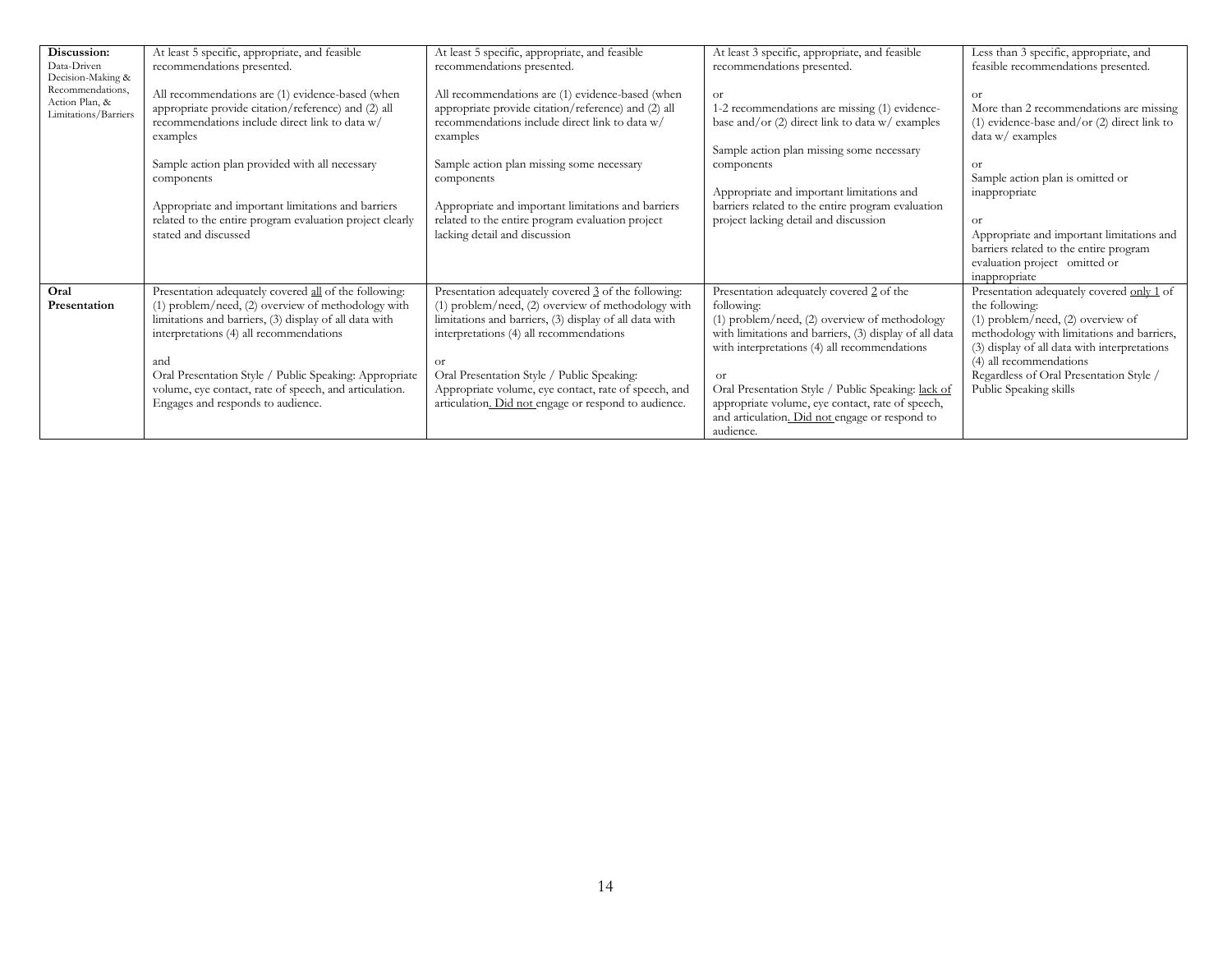| | | | | |
|---|---|---|---|---|
| **Discussion:** Data-Driven Decision-Making & Recommendations, Action Plan, & Limitations/Barriers | At least 5 specific, appropriate, and feasible recommendations presented.<br><br>All recommendations are (1) evidence-based (when appropriate provide citation/reference) and (2) all recommendations include direct link to data w/ examples<br><br>Sample action plan provided with all necessary components<br><br>Appropriate and important limitations and barriers related to the entire program evaluation project clearly stated and discussed | At least 5 specific, appropriate, and feasible recommendations presented.<br><br>All recommendations are (1) evidence-based (when appropriate provide citation/reference) and (2) all recommendations include direct link to data w/ examples<br><br>Sample action plan missing some necessary components<br><br>Appropriate and important limitations and barriers related to the entire program evaluation project lacking detail and discussion | At least 3 specific, appropriate, and feasible recommendations presented.<br><br>or<br>1-2 recommendations are missing (1) evidence-base and/or (2) direct link to data w/ examples<br><br>Sample action plan missing some necessary components<br><br>Appropriate and important limitations and barriers related to the entire program evaluation project lacking detail and discussion | Less than 3 specific, appropriate, and feasible recommendations presented.<br><br>or<br>More than 2 recommendations are missing (1) evidence-base and/or (2) direct link to data w/ examples<br><br>or<br>Sample action plan is omitted or inappropriate<br><br>or<br>Appropriate and important limitations and barriers related to the entire program evaluation project omitted or inappropriate |
| **Oral Presentation** | Presentation adequately covered <u>all</u> of the following: (1) problem/need, (2) overview of methodology with limitations and barriers, (3) display of all data with interpretations (4) all recommendations<br><br>and<br>Oral Presentation Style / Public Speaking: Appropriate volume, eye contact, rate of speech, and articulation. Engages and responds to audience. | Presentation adequately covered <u>3</u> of the following: (1) problem/need, (2) overview of methodology with limitations and barriers, (3) display of all data with interpretations (4) all recommendations<br><br>or<br>Oral Presentation Style / Public Speaking: Appropriate volume, eye contact, rate of speech, and articulation<u>. Did not</u> engage or respond to audience. | Presentation adequately covered <u>2</u> of the following:<br>(1) problem/need, (2) overview of methodology with limitations and barriers, (3) display of all data with interpretations (4) all recommendations<br><br>or<br>Oral Presentation Style / Public Speaking: <u>lack of</u> appropriate volume, eye contact, rate of speech, and articulation<u>. Did not</u> engage or respond to audience. | Presentation adequately covered <u>only 1</u> of the following:<br>(1) problem/need, (2) overview of methodology with limitations and barriers, (3) display of all data with interpretations (4) all recommendations<br>Regardless of Oral Presentation Style / Public Speaking skills |